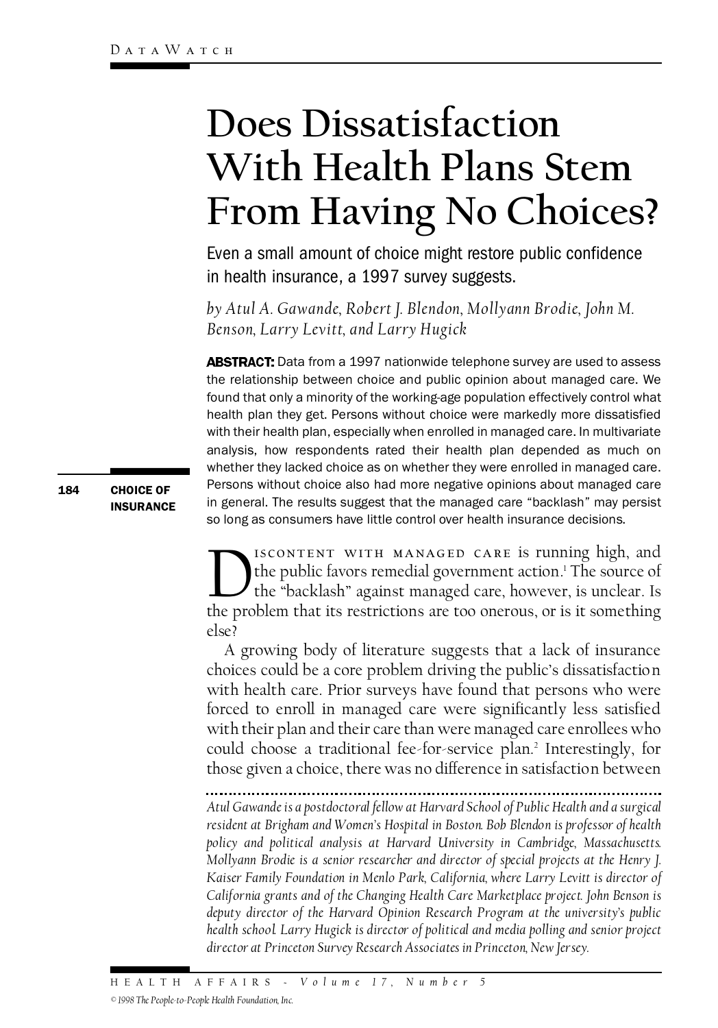# Does Dissatisfaction With Health Plans Stem From Having No Choices?

Even a small amount of choice might restore public confidence in health insurance, a 1997 survey suggests.

*by Atul A. Gawande, Robert J. Blendon, Mollyann Brodie, John M. Benson, Larry Levitt, and Larry Hugick*

**ABSTRACT:** Data from a 1997 nationwide telephone survey are used to assess the relationship between choice and public opinion about managed care. We found that only a minority of the working-age population effectively control what health plan they get. Persons without choice were markedly more dissatisfied with their health plan, especially when enrolled in managed care. In multivariate analysis, how respondents rated their health plan depended as much on whether they lacked choice as on whether they were enrolled in managed care. Persons without choice also had more negative opinions about managed care in general. The results suggest that the managed care "backlash" may persist so long as consumers have little control over health insurance decisions.

**CHOICE OF INSURANCE**

Discontent with managed care is running high, and the public favors remedial government action.[1] The source of the "backlash" against managed care, however, is unclear. Is the problem that its restrictions are too onerous, or is it something else?

A growing body of literature suggests that a lack of insurance choices could be a core problem driving the public's dissatisfaction with health care. Prior surveys have found that persons who were forced to enroll in managed care were significantly less satisfied with their plan and their care than were managed care enrollees who could choose a traditional fee-for-service plan.[2] Interestingly, for those given a choice, there was no difference in satisfaction between

---

*Atul Gawande is a postdoctoral fellow at Harvard School of Public Health and a surgical resident at Brigham and Women's Hospital in Boston. Bob Blendon is professor of health policy and political analysis at Harvard University in Cambridge, Massachusetts. Mollyann Brodie is a senior researcher and director of special projects at the Henry J. Kaiser Family Foundation in Menlo Park, California, where Larry Levitt is director of California grants and of the Changing Health Care Marketplace project. John Benson is deputy director of the Harvard Opinion Research Program at the university's public health school. Larry Hugick is director of political and media polling and senior project director at Princeton Survey Research Associates in Princeton, New Jersey.*

© 1998 The People-to-People Health Foundation, Inc.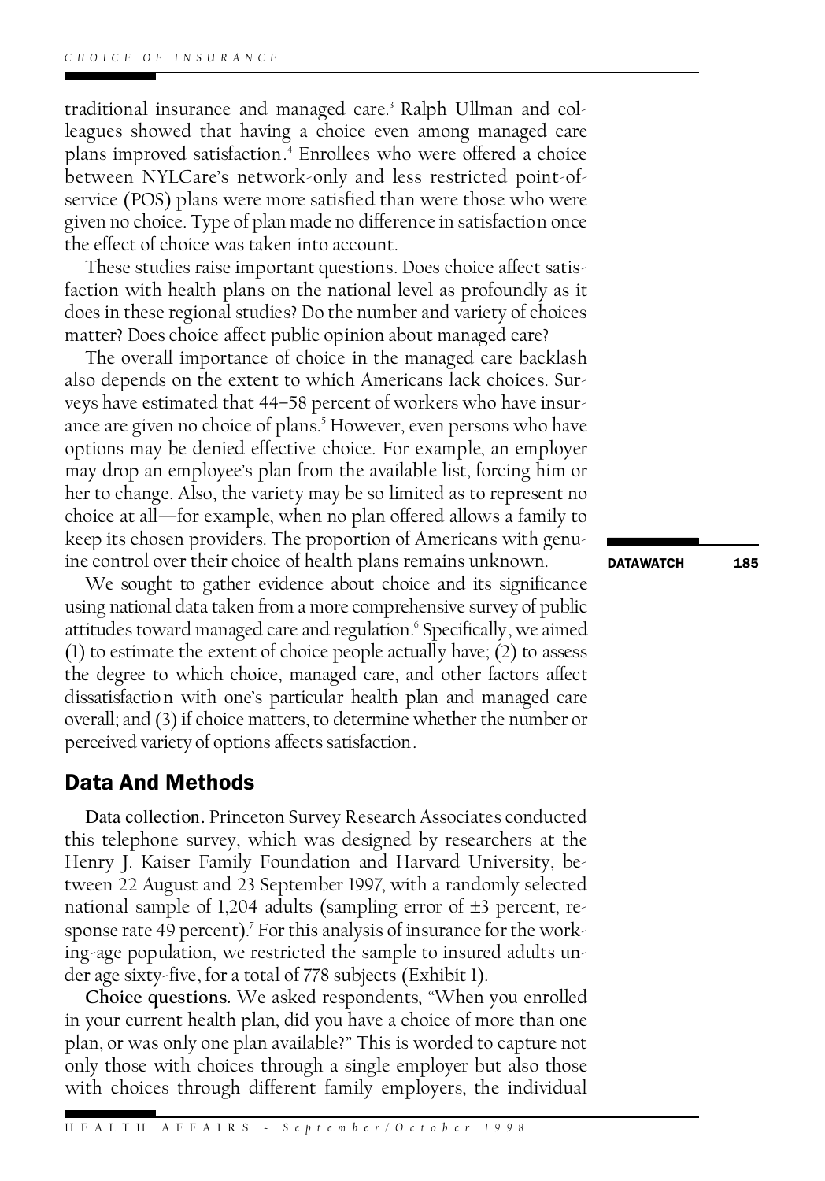traditional insurance and managed care.[3] Ralph Ullman and colleagues showed that having a choice even among managed care plans improved satisfaction.[4] Enrollees who were offered a choice between NYLCare's network-only and less restricted point-of-service (POS) plans were more satisfied than were those who were given no choice. Type of plan made no difference in satisfaction once the effect of choice was taken into account.

These studies raise important questions. Does choice affect satisfaction with health plans on the national level as profoundly as it does in these regional studies? Do the number and variety of choices matter? Does choice affect public opinion about managed care?

The overall importance of choice in the managed care backlash also depends on the extent to which Americans lack choices. Surveys have estimated that 44–58 percent of workers who have insurance are given no choice of plans.[5] However, even persons who have options may be denied effective choice. For example, an employer may drop an employee's plan from the available list, forcing him or her to change. Also, the variety may be so limited as to represent no choice at all—for example, when no plan offered allows a family to keep its chosen providers. The proportion of Americans with genuine control over their choice of health plans remains unknown.

We sought to gather evidence about choice and its significance using national data taken from a more comprehensive survey of public attitudes toward managed care and regulation.[6] Specifically, we aimed (1) to estimate the extent of choice people actually have; (2) to assess the degree to which choice, managed care, and other factors affect dissatisfaction with one's particular health plan and managed care overall; and (3) if choice matters, to determine whether the number or perceived variety of options affects satisfaction.

## Data And Methods

**Data collection.** Princeton Survey Research Associates conducted this telephone survey, which was designed by researchers at the Henry J. Kaiser Family Foundation and Harvard University, between 22 August and 23 September 1997, with a randomly selected national sample of 1,204 adults (sampling error of ±3 percent, response rate 49 percent).[7] For this analysis of insurance for the working-age population, we restricted the sample to insured adults under age sixty-five, for a total of 778 subjects (Exhibit 1).

**Choice questions.** We asked respondents, "When you enrolled in your current health plan, did you have a choice of more than one plan, or was only one plan available?" This is worded to capture not only those with choices through a single employer but also those with choices through different family employers, the individual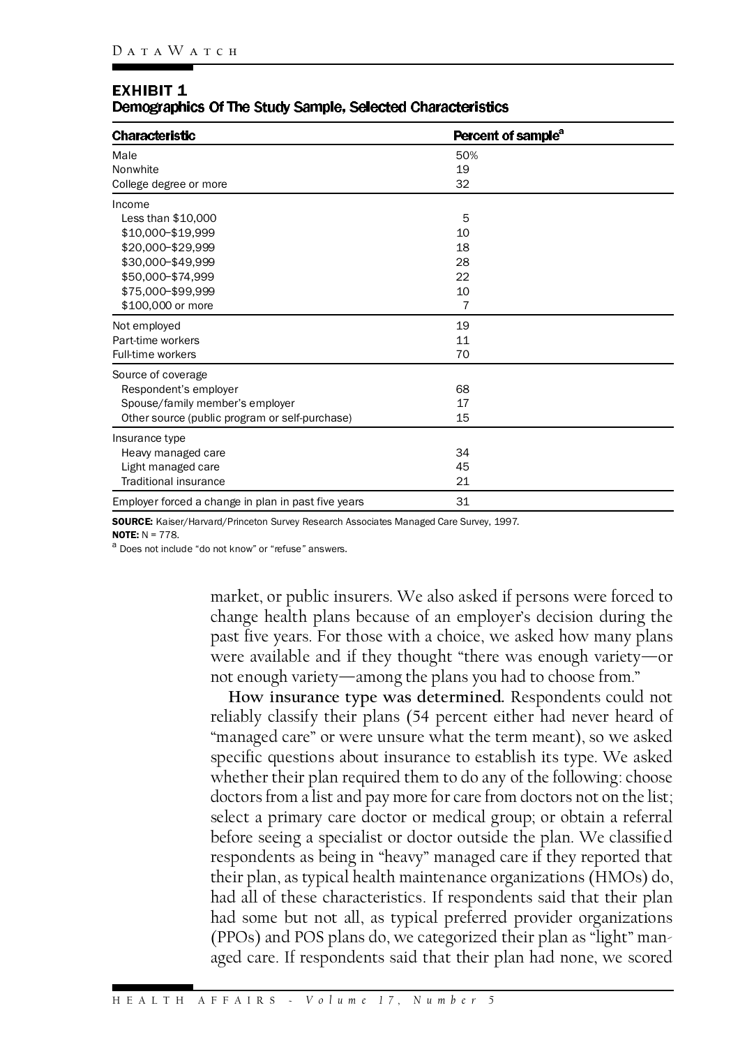**EXHIBIT 1**
**Demographics Of The Study Sample, Selected Characteristics**

| Characteristic | Percent of sample[a] |
|---|---|
| Male | 50% |
| Nonwhite | 19 |
| College degree or more | 32 |
| Income | |
| Less than $10,000 | 5 |
| $10,000–$19,999 | 10 |
| $20,000–$29,999 | 18 |
| $30,000–$49,999 | 28 |
| $50,000–$74,999 | 22 |
| $75,000–$99,999 | 10 |
| $100,000 or more | 7 |
| Not employed | 19 |
| Part-time workers | 11 |
| Full-time workers | 70 |
| Source of coverage | |
| Respondent's employer | 68 |
| Spouse/family member's employer | 17 |
| Other source (public program or self-purchase) | 15 |
| Insurance type | |
| Heavy managed care | 34 |
| Light managed care | 45 |
| Traditional insurance | 21 |
| Employer forced a change in plan in past five years | 31 |

**SOURCE:** Kaiser/Harvard/Princeton Survey Research Associates Managed Care Survey, 1997.
**NOTE:** N = 778.
[a] Does not include "do not know" or "refuse" answers.

market, or public insurers. We also asked if persons were forced to change health plans because of an employer's decision during the past five years. For those with a choice, we asked how many plans were available and if they thought "there was enough variety—or not enough variety—among the plans you had to choose from."

**How insurance type was determined.** Respondents could not reliably classify their plans (54 percent either had never heard of "managed care" or were unsure what the term meant), so we asked specific questions about insurance to establish its type. We asked whether their plan required them to do any of the following: choose doctors from a list and pay more for care from doctors not on the list; select a primary care doctor or medical group; or obtain a referral before seeing a specialist or doctor outside the plan. We classified respondents as being in "heavy" managed care if they reported that their plan, as typical health maintenance organizations (HMOs) do, had all of these characteristics. If respondents said that their plan had some but not all, as typical preferred provider organizations (PPOs) and POS plans do, we categorized their plan as "light" managed care. If respondents said that their plan had none, we scored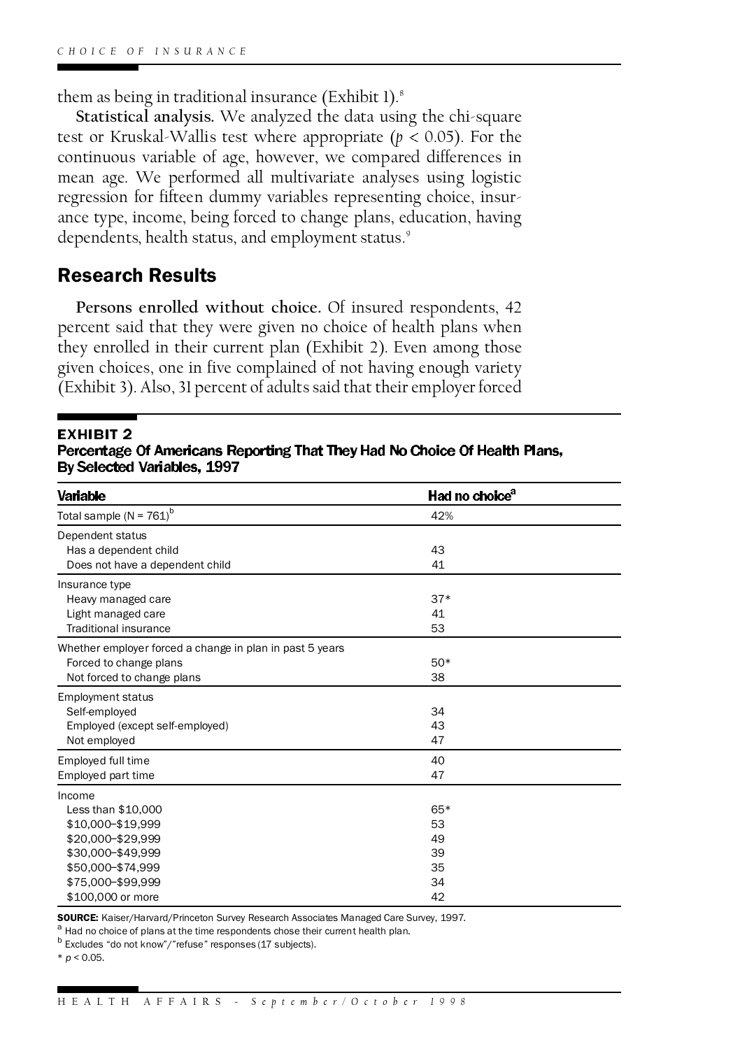them as being in traditional insurance (Exhibit 1).[8]

**Statistical analysis.** We analyzed the data using the chi-square test or Kruskal-Wallis test where appropriate ($p < 0.05$). For the continuous variable of age, however, we compared differences in mean age. We performed all multivariate analyses using logistic regression for fifteen dummy variables representing choice, insurance type, income, being forced to change plans, education, having dependents, health status, and employment status.[9]

## Research Results

**Persons enrolled without choice.** Of insured respondents, 42 percent said that they were given no choice of health plans when they enrolled in their current plan (Exhibit 2). Even among those given choices, one in five complained of not having enough variety (Exhibit 3). Also, 31 percent of adults said that their employer forced

**EXHIBIT 2**
**Percentage Of Americans Reporting That They Had No Choice Of Health Plans, By Selected Variables, 1997**

| Variable | Had no choice[a] |
|---|---|
| Total sample (N = 761)[b] | 42% |
| Dependent status | |
| Has a dependent child | 43 |
| Does not have a dependent child | 41 |
| Insurance type | |
| Heavy managed care | 37* |
| Light managed care | 41 |
| Traditional insurance | 53 |
| Whether employer forced a change in plan in past 5 years | |
| Forced to change plans | 50* |
| Not forced to change plans | 38 |
| Employment status | |
| Self-employed | 34 |
| Employed (except self-employed) | 43 |
| Not employed | 47 |
| Employed full time | 40 |
| Employed part time | 47 |
| Income | |
| Less than $10,000 | 65* |
| $10,000–$19,999 | 53 |
| $20,000–$29,999 | 49 |
| $30,000–$49,999 | 39 |
| $50,000–$74,999 | 35 |
| $75,000–$99,999 | 34 |
| $100,000 or more | 42 |

**SOURCE:** Kaiser/Harvard/Princeton Survey Research Associates Managed Care Survey, 1997.
[a] Had no choice of plans at the time respondents chose their current health plan.
[b] Excludes "do not know"/"refuse" responses (17 subjects).
* $p < 0.05$.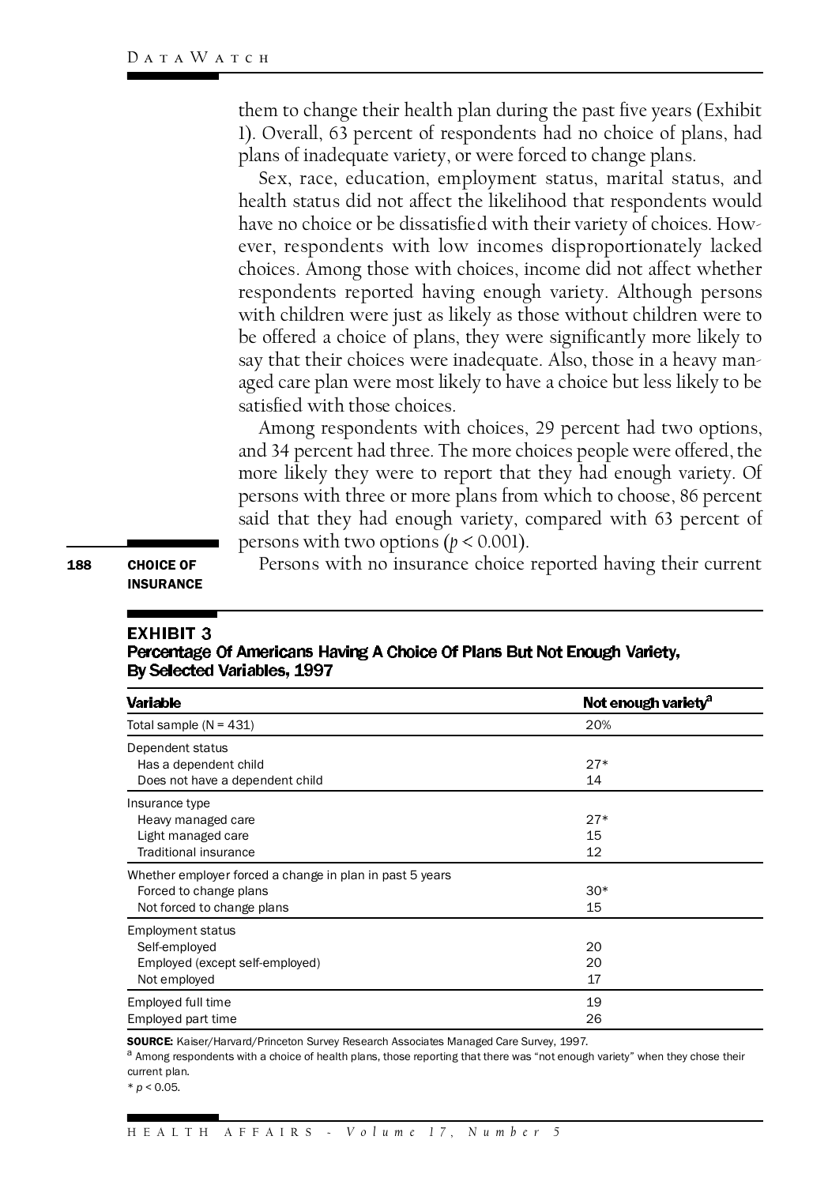them to change their health plan during the past five years (Exhibit 1). Overall, 63 percent of respondents had no choice of plans, had plans of inadequate variety, or were forced to change plans.

Sex, race, education, employment status, marital status, and health status did not affect the likelihood that respondents would have no choice or be dissatisfied with their variety of choices. However, respondents with low incomes disproportionately lacked choices. Among those with choices, income did not affect whether respondents reported having enough variety. Although persons with children were just as likely as those without children were to be offered a choice of plans, they were significantly more likely to say that their choices were inadequate. Also, those in a heavy managed care plan were most likely to have a choice but less likely to be satisfied with those choices.

Among respondents with choices, 29 percent had two options, and 34 percent had three. The more choices people were offered, the more likely they were to report that they had enough variety. Of persons with three or more plans from which to choose, 86 percent said that they had enough variety, compared with 63 percent of persons with two options ($p < 0.001$).

**CHOICE OF INSURANCE**

Persons with no insurance choice reported having their current

**EXHIBIT 3**
**Percentage Of Americans Having A Choice Of Plans But Not Enough Variety, By Selected Variables, 1997**

| Variable | Not enough variety[a] |
|---|---|
| Total sample (N = 431) | 20% |
| Dependent status | |
| Has a dependent child | 27* |
| Does not have a dependent child | 14 |
| Insurance type | |
| Heavy managed care | 27* |
| Light managed care | 15 |
| Traditional insurance | 12 |
| Whether employer forced a change in plan in past 5 years | |
| Forced to change plans | 30* |
| Not forced to change plans | 15 |
| Employment status | |
| Self-employed | 20 |
| Employed (except self-employed) | 20 |
| Not employed | 17 |
| Employed full time | 19 |
| Employed part time | 26 |

**SOURCE:** Kaiser/Harvard/Princeton Survey Research Associates Managed Care Survey, 1997.
[a] Among respondents with a choice of health plans, those reporting that there was "not enough variety" when they chose their current plan.
* $p < 0.05$.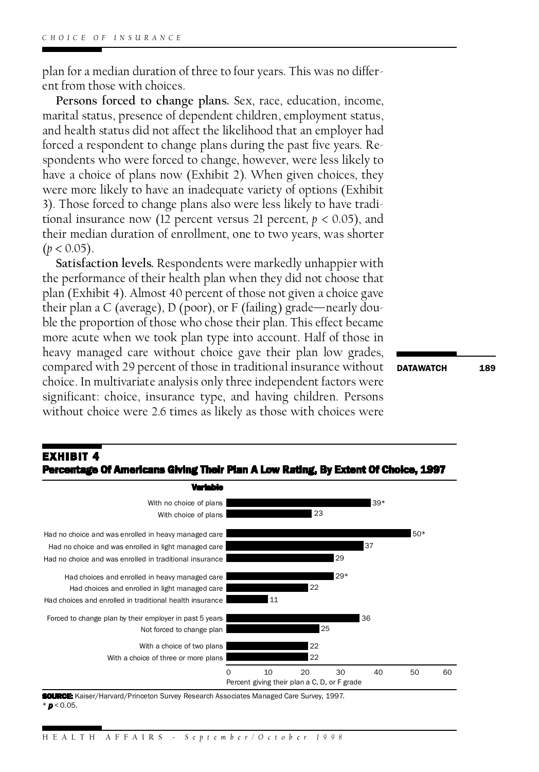plan for a median duration of three to four years. This was no different from those with choices.

**Persons forced to change plans.** Sex, race, education, income, marital status, presence of dependent children, employment status, and health status did not affect the likelihood that an employer had forced a respondent to change plans during the past five years. Respondents who were forced to change, however, were less likely to have a choice of plans now (Exhibit 2). When given choices, they were more likely to have an inadequate variety of options (Exhibit 3). Those forced to change plans also were less likely to have traditional insurance now (12 percent versus 21 percent, $p < 0.05$), and their median duration of enrollment, one to two years, was shorter ($p < 0.05$).

**Satisfaction levels.** Respondents were markedly unhappier with the performance of their health plan when they did not choose that plan (Exhibit 4). Almost 40 percent of those not given a choice gave their plan a C (average), D (poor), or F (failing) grade—nearly double the proportion of those who chose their plan. This effect became more acute when we took plan type into account. Half of those in heavy managed care without choice gave their plan low grades, compared with 29 percent of those in traditional insurance without choice. In multivariate analysis only three independent factors were significant: choice, insurance type, and having children. Persons without choice were 2.6 times as likely as those with choices were

## EXHIBIT 4
**Percentage Of Americans Giving Their Plan A Low Rating, By Extent Of Choice, 1997**

| Variable | Percent giving their plan a C, D, or F grade |
|---|---|
| With no choice of plans | 39* |
| With choice of plans | 23 |
| Had no choice and was enrolled in heavy managed care | 50* |
| Had no choice and was enrolled in light managed care | 37 |
| Had no choice and was enrolled in traditional insurance | 29 |
| Had choices and enrolled in heavy managed care | 29* |
| Had choices and enrolled in light managed care | 22 |
| Had choices and enrolled in traditional health insurance | 11 |
| Forced to change plan by their employer in past 5 years | 36 |
| Not forced to change plan | 25 |
| With a choice of two plans | 22 |
| With a choice of three or more plans | 22 |

**SOURCE:** Kaiser/Harvard/Princeton Survey Research Associates Managed Care Survey, 1997.
\* $p < 0.05$.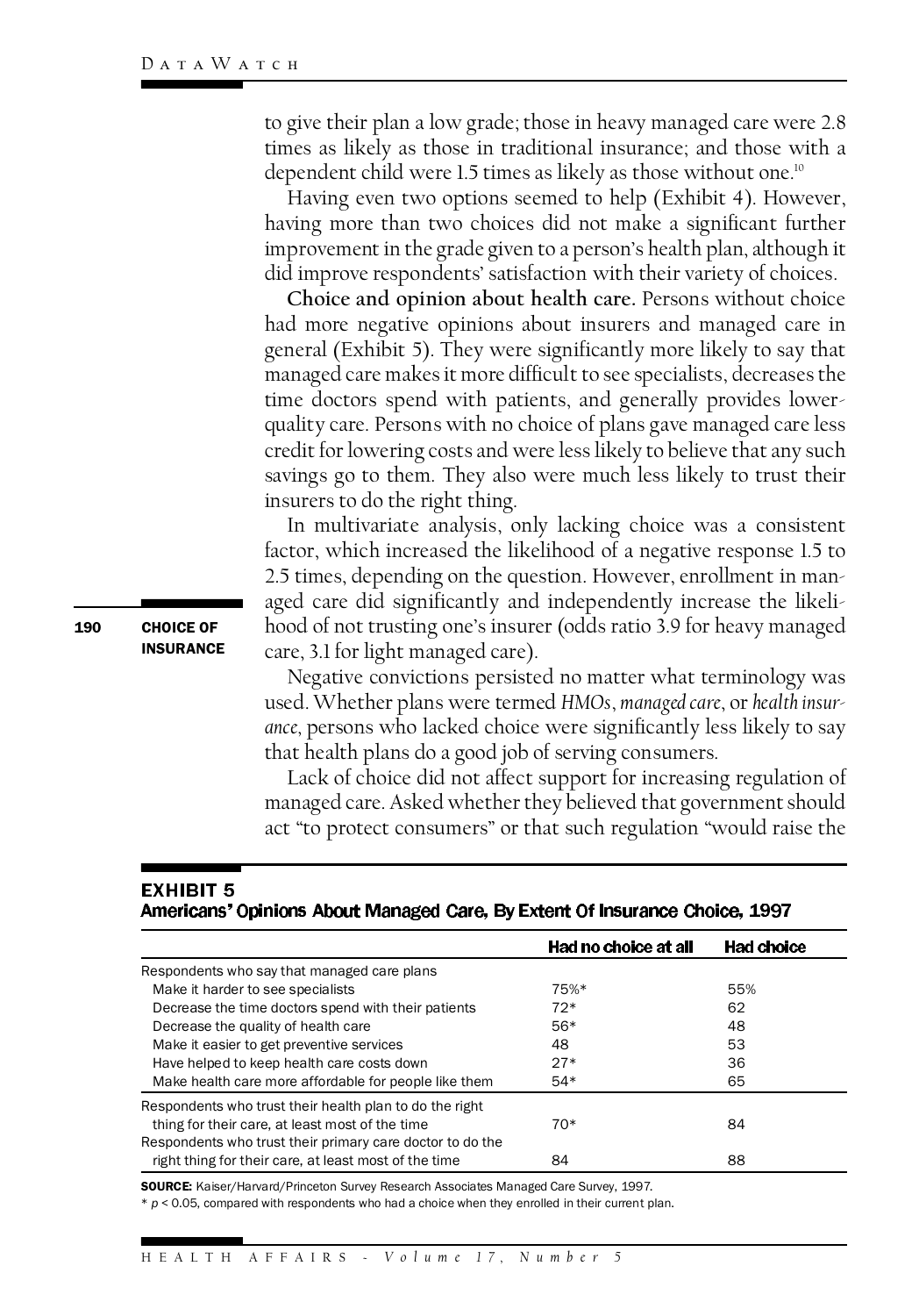to give their plan a low grade; those in heavy managed care were 2.8 times as likely as those in traditional insurance; and those with a dependent child were 1.5 times as likely as those without one.[10]

Having even two options seemed to help (Exhibit 4). However, having more than two choices did not make a significant further improvement in the grade given to a person's health plan, although it did improve respondents' satisfaction with their variety of choices.

**Choice and opinion about health care.** Persons without choice had more negative opinions about insurers and managed care in general (Exhibit 5). They were significantly more likely to say that managed care makes it more difficult to see specialists, decreases the time doctors spend with patients, and generally provides lower-quality care. Persons with no choice of plans gave managed care less credit for lowering costs and were less likely to believe that any such savings go to them. They also were much less likely to trust their insurers to do the right thing.

In multivariate analysis, only lacking choice was a consistent factor, which increased the likelihood of a negative response 1.5 to 2.5 times, depending on the question. However, enrollment in managed care did significantly and independently increase the likelihood of not trusting one's insurer (odds ratio 3.9 for heavy managed care, 3.1 for light managed care).

Negative convictions persisted no matter what terminology was used. Whether plans were termed *HMOs*, *managed care*, or *health insurance*, persons who lacked choice were significantly less likely to say that health plans do a good job of serving consumers.

Lack of choice did not affect support for increasing regulation of managed care. Asked whether they believed that government should act "to protect consumers" or that such regulation "would raise the

**EXHIBIT 5**
**Americans' Opinions About Managed Care, By Extent Of Insurance Choice, 1997**

| | Had no choice at all | Had choice |
|---|---|---|
| Respondents who say that managed care plans | | |
| Make it harder to see specialists | 75%* | 55% |
| Decrease the time doctors spend with their patients | 72* | 62 |
| Decrease the quality of health care | 56* | 48 |
| Make it easier to get preventive services | 48 | 53 |
| Have helped to keep health care costs down | 27* | 36 |
| Make health care more affordable for people like them | 54* | 65 |
| Respondents who trust their health plan to do the right thing for their care, at least most of the time | 70* | 84 |
| Respondents who trust their primary care doctor to do the right thing for their care, at least most of the time | 84 | 88 |

**SOURCE:** Kaiser/Harvard/Princeton Survey Research Associates Managed Care Survey, 1997.
* $p < 0.05$, compared with respondents who had a choice when they enrolled in their current plan.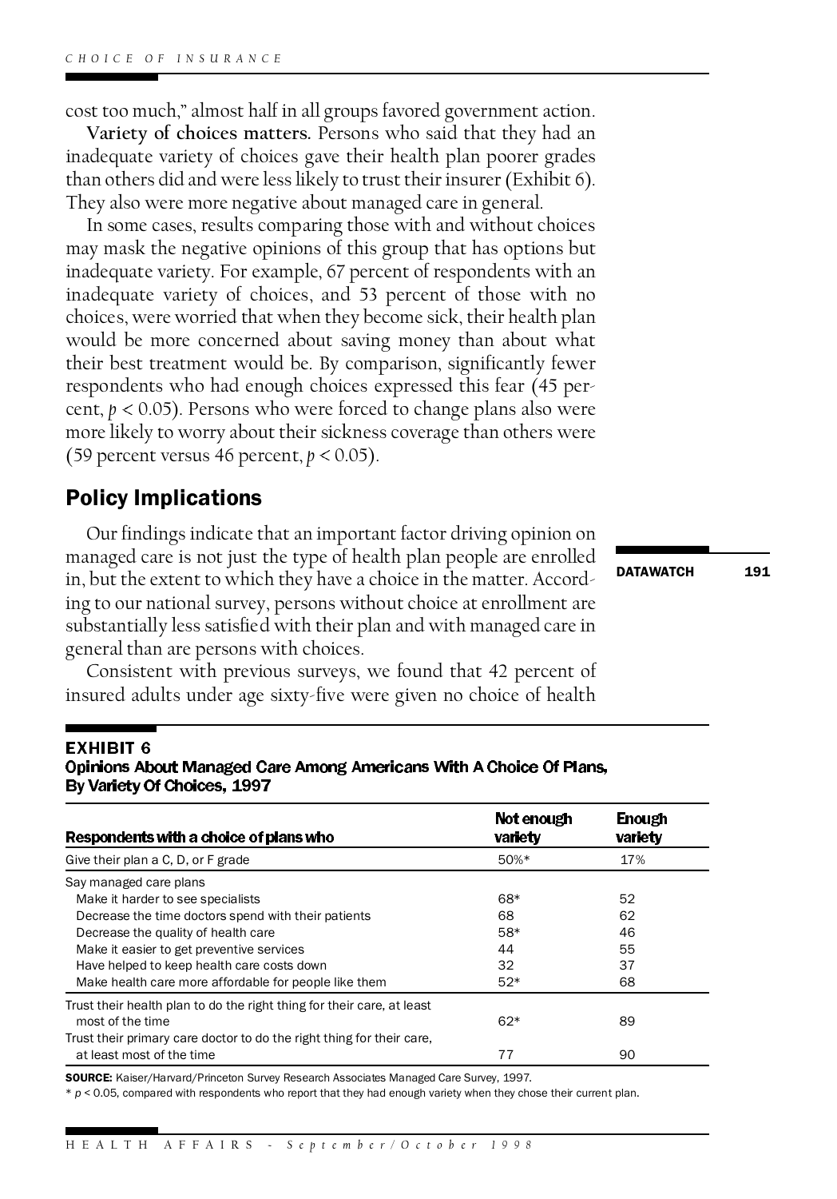cost too much," almost half in all groups favored government action.

**Variety of choices matters.** Persons who said that they had an inadequate variety of choices gave their health plan poorer grades than others did and were less likely to trust their insurer (Exhibit 6). They also were more negative about managed care in general.

In some cases, results comparing those with and without choices may mask the negative opinions of this group that has options but inadequate variety. For example, 67 percent of respondents with an inadequate variety of choices, and 53 percent of those with no choices, were worried that when they become sick, their health plan would be more concerned about saving money than about what their best treatment would be. By comparison, significantly fewer respondents who had enough choices expressed this fear (45 percent, $p < 0.05$). Persons who were forced to change plans also were more likely to worry about their sickness coverage than others were (59 percent versus 46 percent, $p < 0.05$).

## Policy Implications

Our findings indicate that an important factor driving opinion on managed care is not just the type of health plan people are enrolled in, but the extent to which they have a choice in the matter. According to our national survey, persons without choice at enrollment are substantially less satisfied with their plan and with managed care in general than are persons with choices.

Consistent with previous surveys, we found that 42 percent of insured adults under age sixty-five were given no choice of health

**EXHIBIT 6**
**Opinions About Managed Care Among Americans With A Choice Of Plans, By Variety Of Choices, 1997**

| Respondents with a choice of plans who | Not enough variety | Enough variety |
|---|---|---|
| Give their plan a C, D, or F grade | 50%* | 17% |
| Say managed care plans | | |
| Make it harder to see specialists | 68* | 52 |
| Decrease the time doctors spend with their patients | 68 | 62 |
| Decrease the quality of health care | 58* | 46 |
| Make it easier to get preventive services | 44 | 55 |
| Have helped to keep health care costs down | 32 | 37 |
| Make health care more affordable for people like them | 52* | 68 |
| Trust their health plan to do the right thing for their care, at least most of the time | 62* | 89 |
| Trust their primary care doctor to do the right thing for their care, at least most of the time | 77 | 90 |

**SOURCE:** Kaiser/Harvard/Princeton Survey Research Associates Managed Care Survey, 1997.

* $p < 0.05$, compared with respondents who report that they had enough variety when they chose their current plan.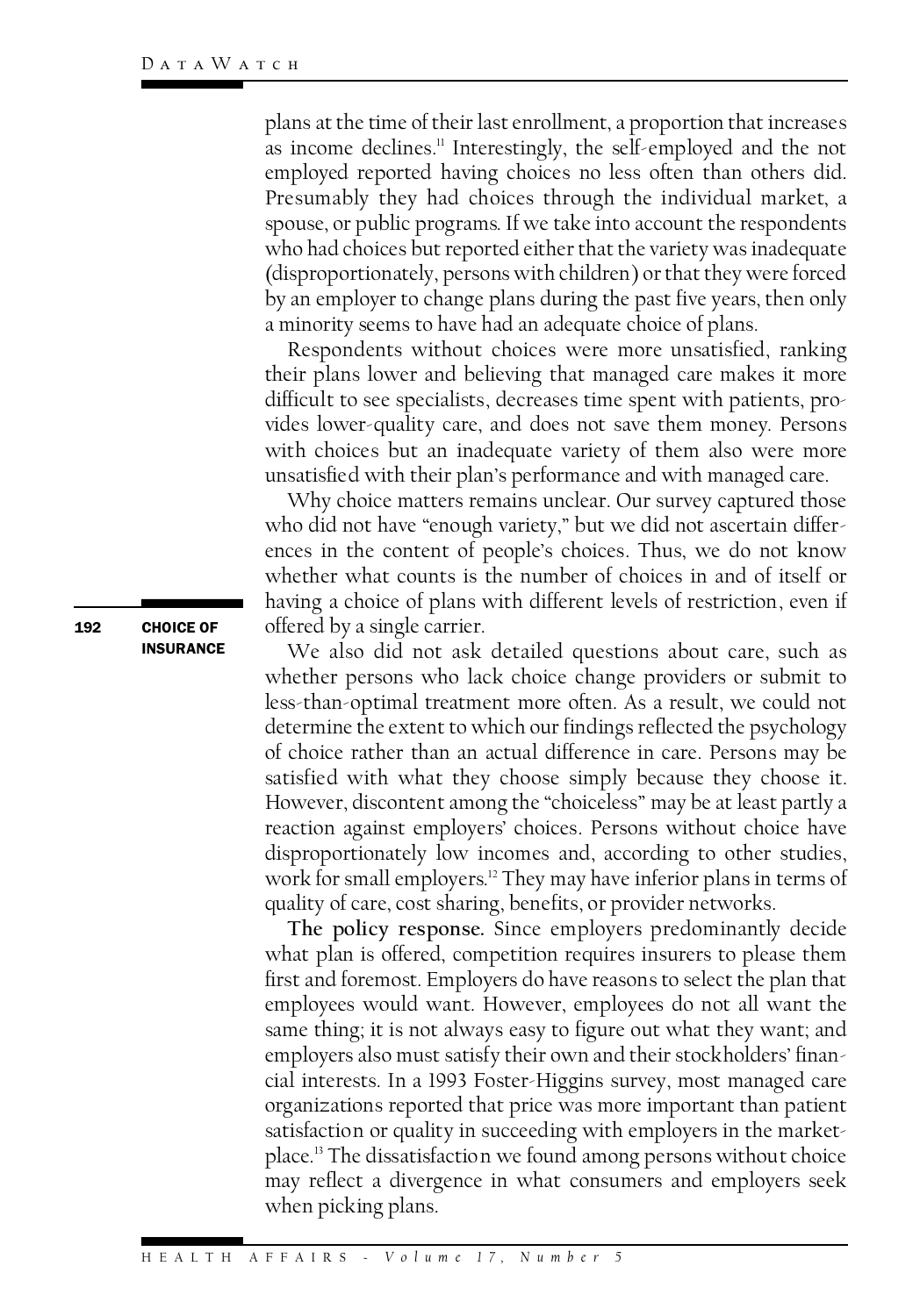plans at the time of their last enrollment, a proportion that increases as income declines.[11] Interestingly, the self-employed and the not employed reported having choices no less often than others did. Presumably they had choices through the individual market, a spouse, or public programs. If we take into account the respondents who had choices but reported either that the variety was inadequate (disproportionately, persons with children) or that they were forced by an employer to change plans during the past five years, then only a minority seems to have had an adequate choice of plans.

Respondents without choices were more unsatisfied, ranking their plans lower and believing that managed care makes it more difficult to see specialists, decreases time spent with patients, provides lower-quality care, and does not save them money. Persons with choices but an inadequate variety of them also were more unsatisfied with their plan's performance and with managed care.

Why choice matters remains unclear. Our survey captured those who did not have "enough variety," but we did not ascertain differences in the content of people's choices. Thus, we do not know whether what counts is the number of choices in and of itself or having a choice of plans with different levels of restriction, even if offered by a single carrier.

We also did not ask detailed questions about care, such as whether persons who lack choice change providers or submit to less-than-optimal treatment more often. As a result, we could not determine the extent to which our findings reflected the psychology of choice rather than an actual difference in care. Persons may be satisfied with what they choose simply because they choose it. However, discontent among the "choiceless" may be at least partly a reaction against employers' choices. Persons without choice have disproportionately low incomes and, according to other studies, work for small employers.[12] They may have inferior plans in terms of quality of care, cost sharing, benefits, or provider networks.

**The policy response.** Since employers predominantly decide what plan is offered, competition requires insurers to please them first and foremost. Employers do have reasons to select the plan that employees would want. However, employees do not all want the same thing; it is not always easy to figure out what they want; and employers also must satisfy their own and their stockholders' financial interests. In a 1993 Foster-Higgins survey, most managed care organizations reported that price was more important than patient satisfaction or quality in succeeding with employers in the marketplace.[13] The dissatisfaction we found among persons without choice may reflect a divergence in what consumers and employers seek when picking plans.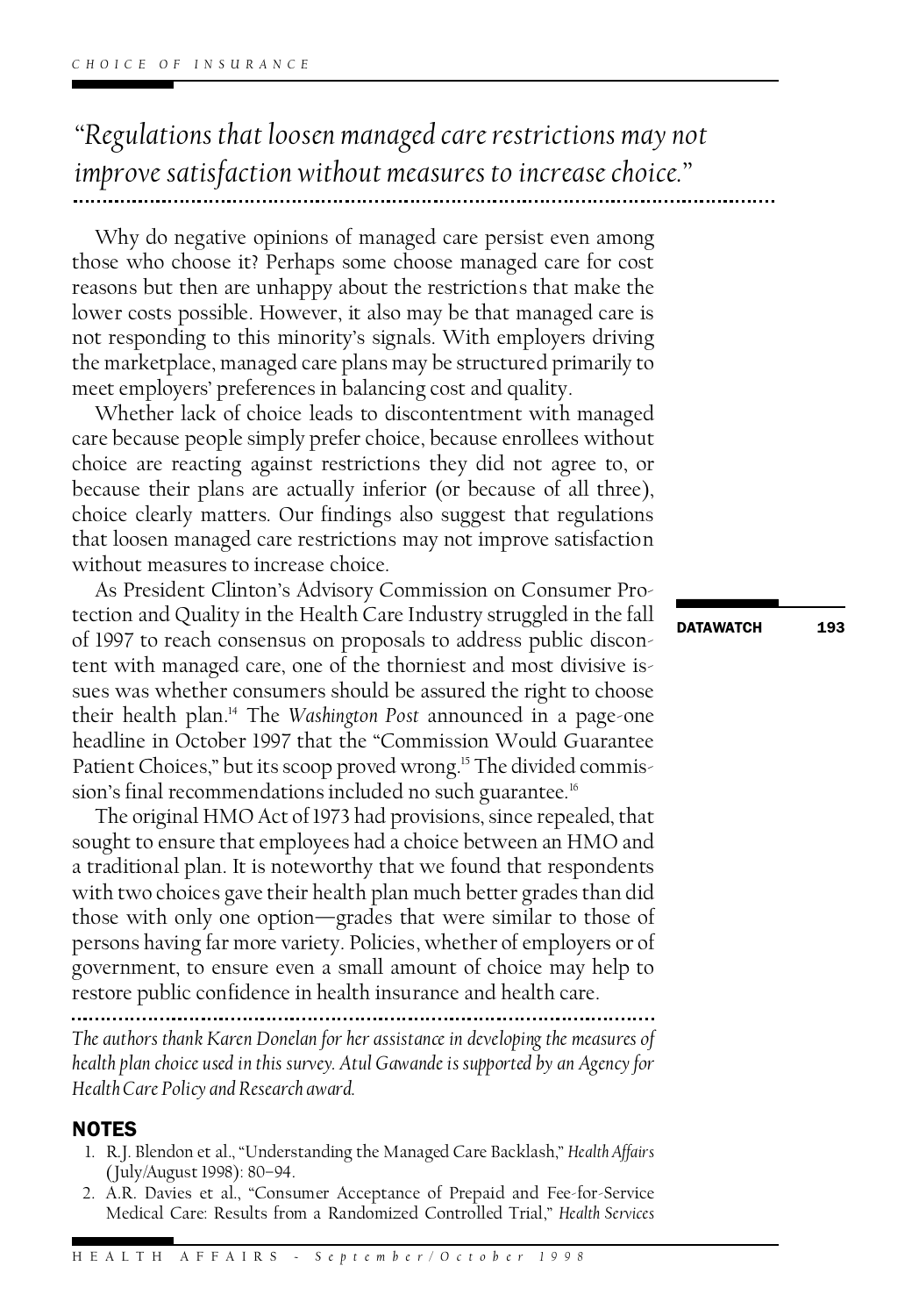*"Regulations that loosen managed care restrictions may not improve satisfaction without measures to increase choice."*

Why do negative opinions of managed care persist even among those who choose it? Perhaps some choose managed care for cost reasons but then are unhappy about the restrictions that make the lower costs possible. However, it also may be that managed care is not responding to this minority's signals. With employers driving the marketplace, managed care plans may be structured primarily to meet employers' preferences in balancing cost and quality.

Whether lack of choice leads to discontentment with managed care because people simply prefer choice, because enrollees without choice are reacting against restrictions they did not agree to, or because their plans are actually inferior (or because of all three), choice clearly matters. Our findings also suggest that regulations that loosen managed care restrictions may not improve satisfaction without measures to increase choice.

As President Clinton's Advisory Commission on Consumer Protection and Quality in the Health Care Industry struggled in the fall of 1997 to reach consensus on proposals to address public discontent with managed care, one of the thorniest and most divisive issues was whether consumers should be assured the right to choose their health plan.[14] The *Washington Post* announced in a page-one headline in October 1997 that the "Commission Would Guarantee Patient Choices," but its scoop proved wrong.[15] The divided commission's final recommendations included no such guarantee.[16]

The original HMO Act of 1973 had provisions, since repealed, that sought to ensure that employees had a choice between an HMO and a traditional plan. It is noteworthy that we found that respondents with two choices gave their health plan much better grades than did those with only one option—grades that were similar to those of persons having far more variety. Policies, whether of employers or of government, to ensure even a small amount of choice may help to restore public confidence in health insurance and health care.

*The authors thank Karen Donelan for her assistance in developing the measures of health plan choice used in this survey. Atul Gawande is supported by an Agency for Health Care Policy and Research award.*

## NOTES

1. R.J. Blendon et al., "Understanding the Managed Care Backlash," *Health Affairs* (July/August 1998): 80–94.
2. A.R. Davies et al., "Consumer Acceptance of Prepaid and Fee-for-Service Medical Care: Results from a Randomized Controlled Trial," *Health Services*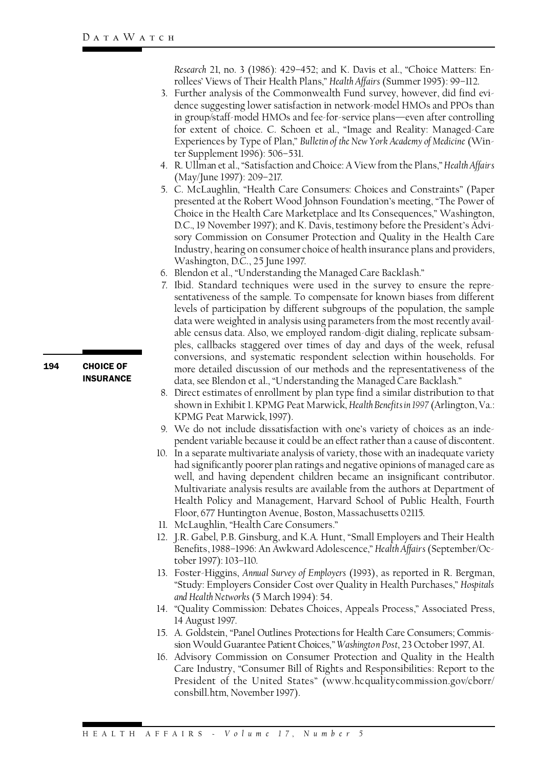*Research* 21, no. 3 (1986): 429–452; and K. Davis et al., "Choice Matters: Enrollees' Views of Their Health Plans," *Health Affairs* (Summer 1995): 99–112.

3. Further analysis of the Commonwealth Fund survey, however, did find evidence suggesting lower satisfaction in network-model HMOs and PPOs than in group/staff-model HMOs and fee-for-service plans—even after controlling for extent of choice. C. Schoen et al., "Image and Reality: Managed-Care Experiences by Type of Plan," *Bulletin of the New York Academy of Medicine* (Winter Supplement 1996): 506–531.
4. R. Ullman et al., "Satisfaction and Choice: A View from the Plans," *Health Affairs* (May/June 1997): 209–217.
5. C. McLaughlin, "Health Care Consumers: Choices and Constraints" (Paper presented at the Robert Wood Johnson Foundation's meeting, "The Power of Choice in the Health Care Marketplace and Its Consequences," Washington, D.C., 19 November 1997); and K. Davis, testimony before the President's Advisory Commission on Consumer Protection and Quality in the Health Care Industry, hearing on consumer choice of health insurance plans and providers, Washington, D.C., 25 June 1997.
6. Blendon et al., "Understanding the Managed Care Backlash."
7. Ibid. Standard techniques were used in the survey to ensure the representativeness of the sample. To compensate for known biases from different levels of participation by different subgroups of the population, the sample data were weighted in analysis using parameters from the most recently available census data. Also, we employed random-digit dialing, replicate subsamples, callbacks staggered over times of day and days of the week, refusal conversions, and systematic respondent selection within households. For more detailed discussion of our methods and the representativeness of the data, see Blendon et al., "Understanding the Managed Care Backlash."
8. Direct estimates of enrollment by plan type find a similar distribution to that shown in Exhibit 1. KPMG Peat Marwick, *Health Benefits in 1997* (Arlington, Va.: KPMG Peat Marwick, 1997).
9. We do not include dissatisfaction with one's variety of choices as an independent variable because it could be an effect rather than a cause of discontent.
10. In a separate multivariate analysis of variety, those with an inadequate variety had significantly poorer plan ratings and negative opinions of managed care as well, and having dependent children became an insignificant contributor. Multivariate analysis results are available from the authors at Department of Health Policy and Management, Harvard School of Public Health, Fourth Floor, 677 Huntington Avenue, Boston, Massachusetts 02115.
11. McLaughlin, "Health Care Consumers."
12. J.R. Gabel, P.B. Ginsburg, and K.A. Hunt, "Small Employers and Their Health Benefits, 1988–1996: An Awkward Adolescence," *Health Affairs* (September/October 1997): 103–110.
13. Foster-Higgins, *Annual Survey of Employers* (1993), as reported in R. Bergman, "Study: Employers Consider Cost over Quality in Health Purchases," *Hospitals and Health Networks* (5 March 1994): 54.
14. "Quality Commission: Debates Choices, Appeals Process," Associated Press, 14 August 1997.
15. A. Goldstein, "Panel Outlines Protections for Health Care Consumers; Commission Would Guarantee Patient Choices," *Washington Post*, 23 October 1997, A1.
16. Advisory Commission on Consumer Protection and Quality in the Health Care Industry, "Consumer Bill of Rights and Responsibilities: Report to the President of the United States" (www.hcqualitycommission.gov/cborr/consbill.htm, November 1997).